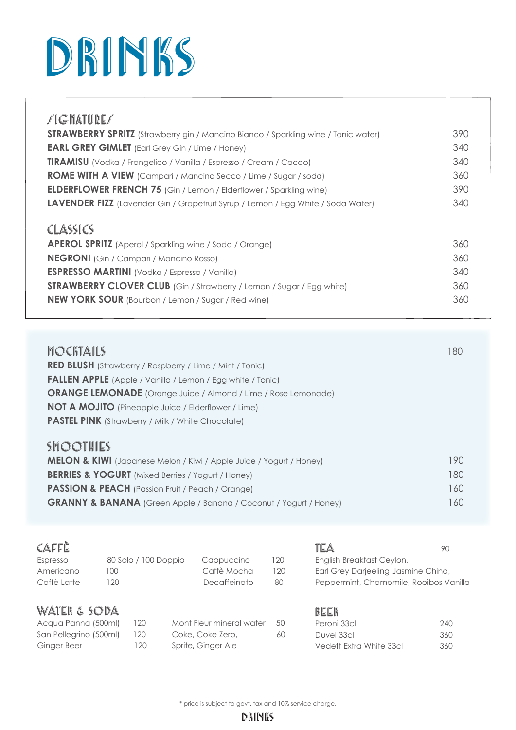# DRINKS

## SIGNATURES

| Drink | Price |
|---|---|
| **STRAWBERRY SPRITZ** (Strawberry gin / Mancino Bianco / Sparkling wine / Tonic water) | 390 |
| **EARL GREY GIMLET** (Earl Grey Gin / Lime / Honey) | 340 |
| **TIRAMISU** (Vodka / Frangelico / Vanilla / Espresso / Cream / Cacao) | 340 |
| **ROME WITH A VIEW** (Campari / Mancino Secco / Lime / Sugar / soda) | 360 |
| **ELDERFLOWER FRENCH 75** (Gin / Lemon / Elderflower / Sparkling wine) | 390 |
| **LAVENDER FIZZ** (Lavender Gin / Grapefruit Syrup / Lemon / Egg White / Soda Water) | 340 |

## CLASSICS

| Drink | Price |
|---|---|
| **APEROL SPRITZ** (Aperol / Sparkling wine / Soda / Orange) | 360 |
| **NEGRONI** (Gin / Campari / Mancino Rosso) | 360 |
| **ESPRESSO MARTINI** (Vodka / Espresso / Vanilla) | 340 |
| **STRAWBERRY CLOVER CLUB** (Gin / Strawberry / Lemon / Sugar / Egg white) | 360 |
| **NEW YORK SOUR** (Bourbon / Lemon / Sugar / Red wine) | 360 |

## MOCKTAILS — 180

- **RED BLUSH** (Strawberry / Raspberry / Lime / Mint / Tonic)
- **FALLEN APPLE** (Apple / Vanilla / Lemon / Egg white / Tonic)
- **ORANGE LEMONADE** (Orange Juice / Almond / Lime / Rose Lemonade)
- **NOT A MOJITO** (Pineapple Juice / Elderflower / Lime)
- **PASTEL PINK** (Strawberry / Milk / White Chocolate)

## SMOOTHIES

| Drink | Price |
|---|---|
| **MELON & KIWI** (Japanese Melon / Kiwi / Apple Juice / Yogurt / Honey) | 190 |
| **BERRIES & YOGURT** (Mixed Berries / Yogurt / Honey) | 180 |
| **PASSION & PEACH** (Passion Fruit / Peach / Orange) | 160 |
| **GRANNY & BANANA** (Green Apple / Banana / Coconut / Yogurt / Honey) | 160 |

## CAFFÈ

| Item | Price | Item | Price |
|---|---|---|---|
| Espresso | 80 Solo / 100 Doppio | Cappuccino | 120 |
| Americano | 100 | Caffè Mocha | 120 |
| Caffè Latte | 120 | Decaffeinato | 80 |

## TEA — 90

English Breakfast Ceylon,
Earl Grey Darjeeling Jasmine China,
Peppermint, Chamomile, Rooibos Vanilla

## WATER & SODA

| Item | Price | Item | Price |
|---|---|---|---|
| Acqua Panna (500ml) | 120 | Mont Fleur mineral water | 50 |
| San Pellegrino (500ml) | 120 | Coke, Coke Zero, Sprite, Ginger Ale | 60 |
| Ginger Beer | 120 | | |

## BEER

| Item | Price |
|---|---|
| Peroni 33cl | 240 |
| Duvel 33cl | 360 |
| Vedett Extra White 33cl | 360 |

\* price is subject to govt. tax and 10% service charge.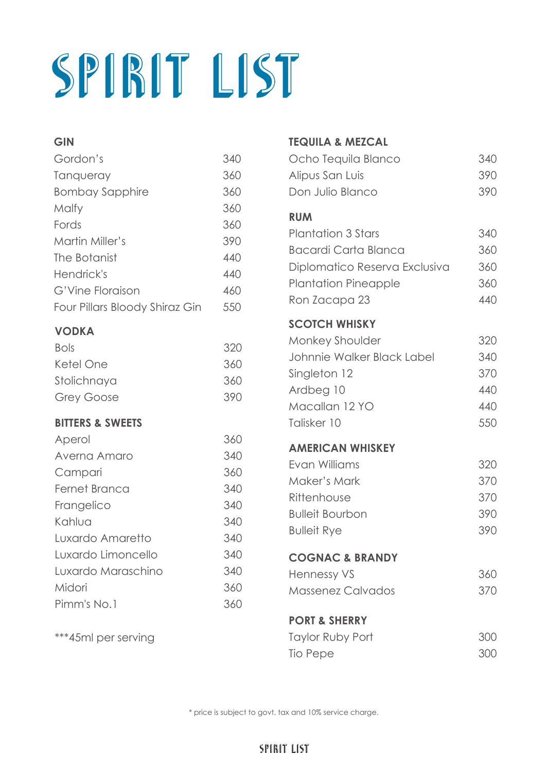# SPIRIT LIST

## GIN

| | |
|---|---|
| Gordon's | 340 |
| Tanqueray | 360 |
| Bombay Sapphire | 360 |
| Malfy | 360 |
| Fords | 360 |
| Martin Miller's | 390 |
| The Botanist | 440 |
| Hendrick's | 440 |
| G'Vine Floraison | 460 |
| Four Pillars Bloody Shiraz Gin | 550 |

## VODKA

| | |
|---|---|
| Bols | 320 |
| Ketel One | 360 |
| Stolichnaya | 360 |
| Grey Goose | 390 |

## BITTERS & SWEETS

| | |
|---|---|
| Aperol | 360 |
| Averna Amaro | 340 |
| Campari | 360 |
| Fernet Branca | 340 |
| Frangelico | 340 |
| Kahlua | 340 |
| Luxardo Amaretto | 340 |
| Luxardo Limoncello | 340 |
| Luxardo Maraschino | 340 |
| Midori | 360 |
| Pimm's No.1 | 360 |

***45ml per serving

## TEQUILA & MEZCAL

| | |
|---|---|
| Ocho Tequila Blanco | 340 |
| Alipus San Luis | 390 |
| Don Julio Blanco | 390 |

## RUM

| | |
|---|---|
| Plantation 3 Stars | 340 |
| Bacardi Carta Blanca | 360 |
| Diplomatico Reserva Exclusiva | 360 |
| Plantation Pineapple | 360 |
| Ron Zacapa 23 | 440 |

## SCOTCH WHISKY

| | |
|---|---|
| Monkey Shoulder | 320 |
| Johnnie Walker Black Label | 340 |
| Singleton 12 | 370 |
| Ardbeg 10 | 440 |
| Macallan 12 YO | 440 |
| Talisker 10 | 550 |

## AMERICAN WHISKEY

| | |
|---|---|
| Evan Williams | 320 |
| Maker's Mark | 370 |
| Rittenhouse | 370 |
| Bulleit Bourbon | 390 |
| Bulleit Rye | 390 |

## COGNAC & BRANDY

| | |
|---|---|
| Hennessy VS | 360 |
| Massenez Calvados | 370 |

## PORT & SHERRY

| | |
|---|---|
| Taylor Ruby Port | 300 |
| Tio Pepe | 300 |

* price is subject to govt. tax and 10% service charge.